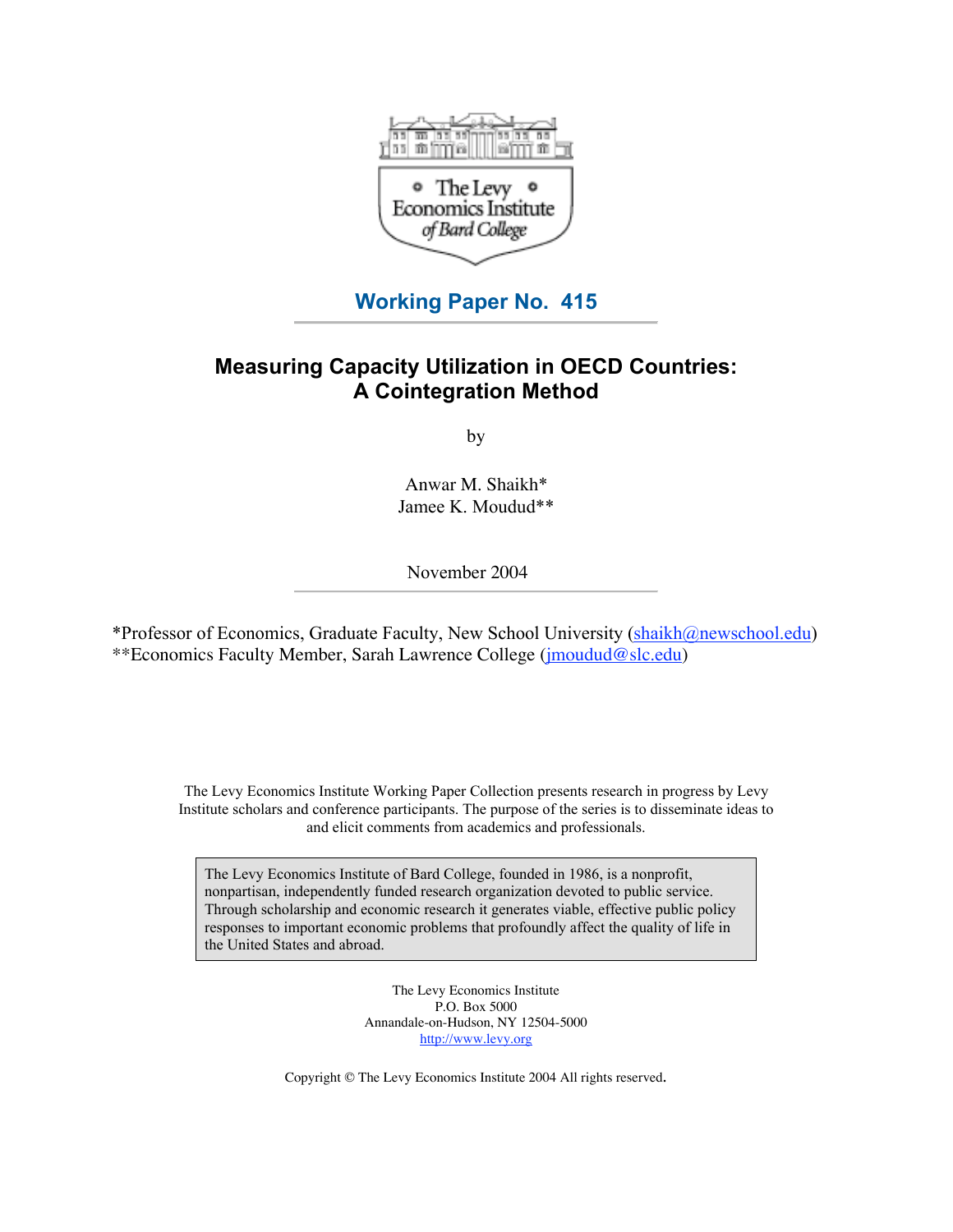The Levy Economics Institute of Bard College

## Working Paper No. 415

# Measuring Capacity Utilization in OECD Countries: A Cointegration Method

by

Anwar M. Shaikh*
Jamee K. Moudud**

November 2004

*Professor of Economics, Graduate Faculty, New School University (shaikh@newschool.edu)
**Economics Faculty Member, Sarah Lawrence College (jmoudud@slc.edu)

The Levy Economics Institute Working Paper Collection presents research in progress by Levy Institute scholars and conference participants. The purpose of the series is to disseminate ideas to and elicit comments from academics and professionals.

The Levy Economics Institute of Bard College, founded in 1986, is a nonprofit, nonpartisan, independently funded research organization devoted to public service. Through scholarship and economic research it generates viable, effective public policy responses to important economic problems that profoundly affect the quality of life in the United States and abroad.

The Levy Economics Institute
P.O. Box 5000
Annandale-on-Hudson, NY 12504-5000
http://www.levy.org

Copyright © The Levy Economics Institute 2004 All rights reserved.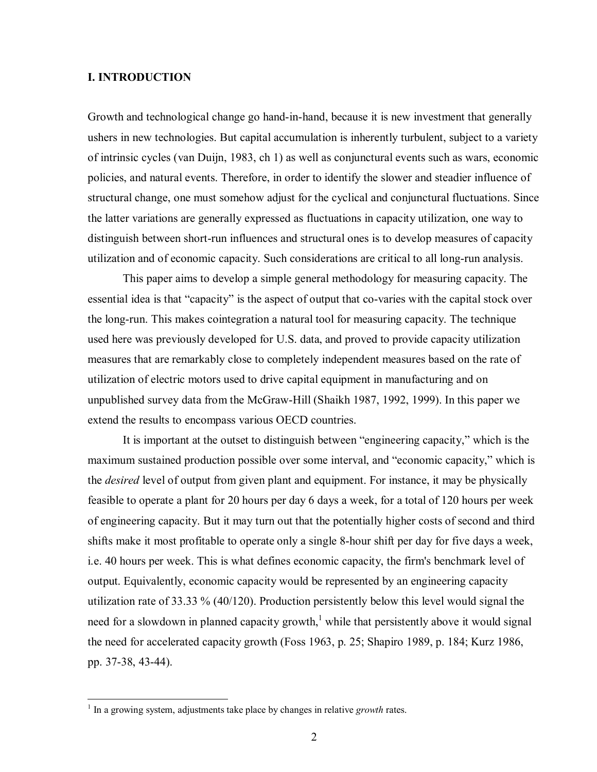## I. INTRODUCTION

Growth and technological change go hand-in-hand, because it is new investment that generally ushers in new technologies. But capital accumulation is inherently turbulent, subject to a variety of intrinsic cycles (van Duijn, 1983, ch 1) as well as conjunctural events such as wars, economic policies, and natural events. Therefore, in order to identify the slower and steadier influence of structural change, one must somehow adjust for the cyclical and conjunctural fluctuations. Since the latter variations are generally expressed as fluctuations in capacity utilization, one way to distinguish between short-run influences and structural ones is to develop measures of capacity utilization and of economic capacity. Such considerations are critical to all long-run analysis.

This paper aims to develop a simple general methodology for measuring capacity. The essential idea is that "capacity" is the aspect of output that co-varies with the capital stock over the long-run. This makes cointegration a natural tool for measuring capacity. The technique used here was previously developed for U.S. data, and proved to provide capacity utilization measures that are remarkably close to completely independent measures based on the rate of utilization of electric motors used to drive capital equipment in manufacturing and on unpublished survey data from the McGraw-Hill (Shaikh 1987, 1992, 1999). In this paper we extend the results to encompass various OECD countries.

It is important at the outset to distinguish between "engineering capacity," which is the maximum sustained production possible over some interval, and "economic capacity," which is the *desired* level of output from given plant and equipment. For instance, it may be physically feasible to operate a plant for 20 hours per day 6 days a week, for a total of 120 hours per week of engineering capacity. But it may turn out that the potentially higher costs of second and third shifts make it most profitable to operate only a single 8-hour shift per day for five days a week, i.e. 40 hours per week. This is what defines economic capacity, the firm's benchmark level of output. Equivalently, economic capacity would be represented by an engineering capacity utilization rate of 33.33 % (40/120). Production persistently below this level would signal the need for a slowdown in planned capacity growth,[1] while that persistently above it would signal the need for accelerated capacity growth (Foss 1963, p. 25; Shapiro 1989, p. 184; Kurz 1986, pp. 37-38, 43-44).

[1] In a growing system, adjustments take place by changes in relative *growth* rates.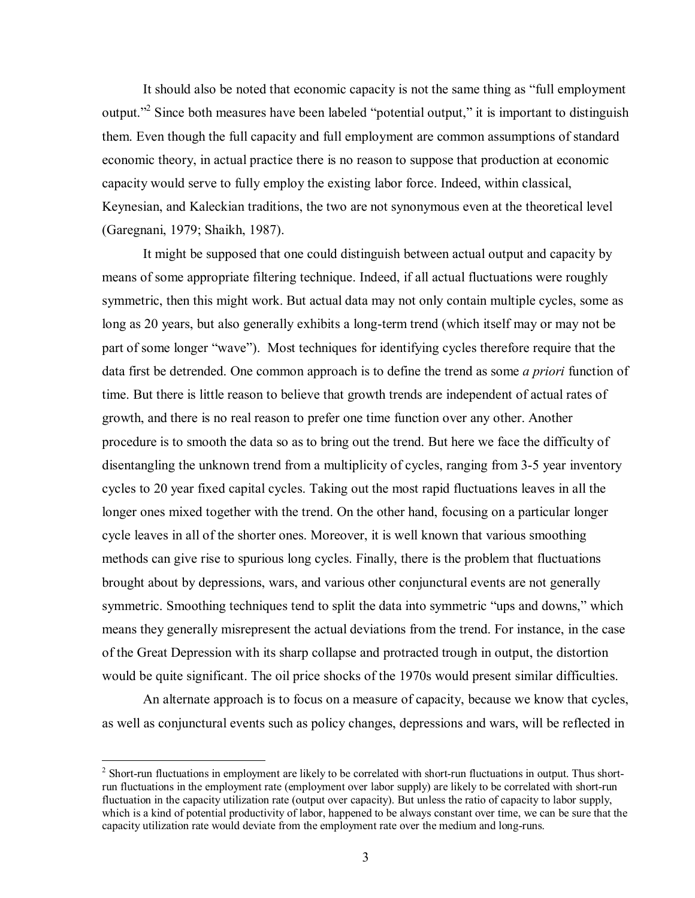It should also be noted that economic capacity is not the same thing as "full employment output."[2] Since both measures have been labeled "potential output," it is important to distinguish them. Even though the full capacity and full employment are common assumptions of standard economic theory, in actual practice there is no reason to suppose that production at economic capacity would serve to fully employ the existing labor force. Indeed, within classical, Keynesian, and Kaleckian traditions, the two are not synonymous even at the theoretical level (Garegnani, 1979; Shaikh, 1987).

It might be supposed that one could distinguish between actual output and capacity by means of some appropriate filtering technique. Indeed, if all actual fluctuations were roughly symmetric, then this might work. But actual data may not only contain multiple cycles, some as long as 20 years, but also generally exhibits a long-term trend (which itself may or may not be part of some longer "wave"). Most techniques for identifying cycles therefore require that the data first be detrended. One common approach is to define the trend as some *a priori* function of time. But there is little reason to believe that growth trends are independent of actual rates of growth, and there is no real reason to prefer one time function over any other. Another procedure is to smooth the data so as to bring out the trend. But here we face the difficulty of disentangling the unknown trend from a multiplicity of cycles, ranging from 3-5 year inventory cycles to 20 year fixed capital cycles. Taking out the most rapid fluctuations leaves in all the longer ones mixed together with the trend. On the other hand, focusing on a particular longer cycle leaves in all of the shorter ones. Moreover, it is well known that various smoothing methods can give rise to spurious long cycles. Finally, there is the problem that fluctuations brought about by depressions, wars, and various other conjunctural events are not generally symmetric. Smoothing techniques tend to split the data into symmetric "ups and downs," which means they generally misrepresent the actual deviations from the trend. For instance, in the case of the Great Depression with its sharp collapse and protracted trough in output, the distortion would be quite significant. The oil price shocks of the 1970s would present similar difficulties.

An alternate approach is to focus on a measure of capacity, because we know that cycles, as well as conjunctural events such as policy changes, depressions and wars, will be reflected in

---

[2] Short-run fluctuations in employment are likely to be correlated with short-run fluctuations in output. Thus short-run fluctuations in the employment rate (employment over labor supply) are likely to be correlated with short-run fluctuation in the capacity utilization rate (output over capacity). But unless the ratio of capacity to labor supply, which is a kind of potential productivity of labor, happened to be always constant over time, we can be sure that the capacity utilization rate would deviate from the employment rate over the medium and long-runs.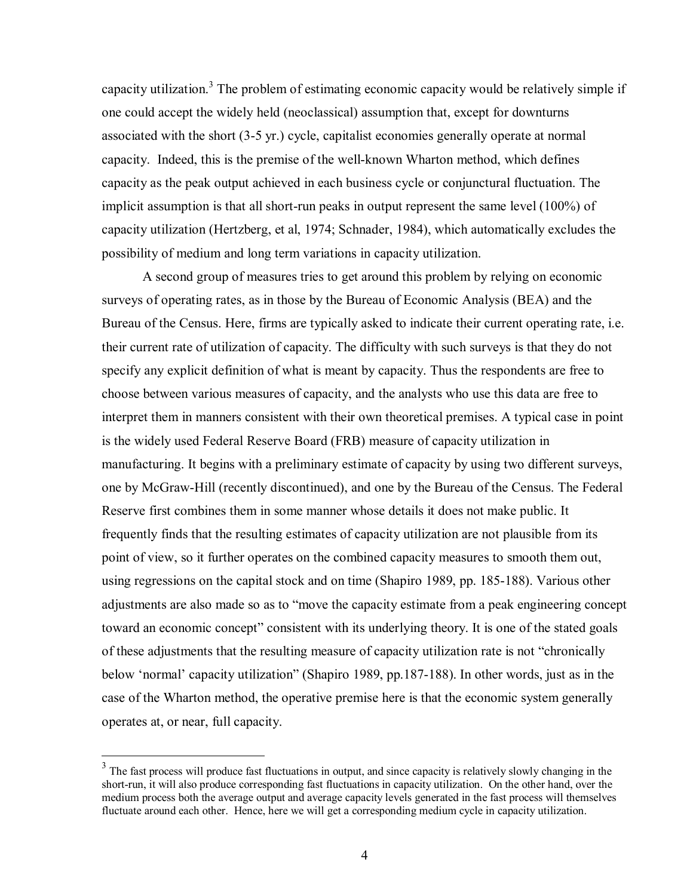capacity utilization.[3] The problem of estimating economic capacity would be relatively simple if one could accept the widely held (neoclassical) assumption that, except for downturns associated with the short (3-5 yr.) cycle, capitalist economies generally operate at normal capacity. Indeed, this is the premise of the well-known Wharton method, which defines capacity as the peak output achieved in each business cycle or conjunctural fluctuation. The implicit assumption is that all short-run peaks in output represent the same level (100%) of capacity utilization (Hertzberg, et al, 1974; Schnader, 1984), which automatically excludes the possibility of medium and long term variations in capacity utilization.

A second group of measures tries to get around this problem by relying on economic surveys of operating rates, as in those by the Bureau of Economic Analysis (BEA) and the Bureau of the Census. Here, firms are typically asked to indicate their current operating rate, i.e. their current rate of utilization of capacity. The difficulty with such surveys is that they do not specify any explicit definition of what is meant by capacity. Thus the respondents are free to choose between various measures of capacity, and the analysts who use this data are free to interpret them in manners consistent with their own theoretical premises. A typical case in point is the widely used Federal Reserve Board (FRB) measure of capacity utilization in manufacturing. It begins with a preliminary estimate of capacity by using two different surveys, one by McGraw-Hill (recently discontinued), and one by the Bureau of the Census. The Federal Reserve first combines them in some manner whose details it does not make public. It frequently finds that the resulting estimates of capacity utilization are not plausible from its point of view, so it further operates on the combined capacity measures to smooth them out, using regressions on the capital stock and on time (Shapiro 1989, pp. 185-188). Various other adjustments are also made so as to "move the capacity estimate from a peak engineering concept toward an economic concept" consistent with its underlying theory. It is one of the stated goals of these adjustments that the resulting measure of capacity utilization rate is not "chronically below 'normal' capacity utilization" (Shapiro 1989, pp.187-188). In other words, just as in the case of the Wharton method, the operative premise here is that the economic system generally operates at, or near, full capacity.

---

[3] The fast process will produce fast fluctuations in output, and since capacity is relatively slowly changing in the short-run, it will also produce corresponding fast fluctuations in capacity utilization. On the other hand, over the medium process both the average output and average capacity levels generated in the fast process will themselves fluctuate around each other. Hence, here we will get a corresponding medium cycle in capacity utilization.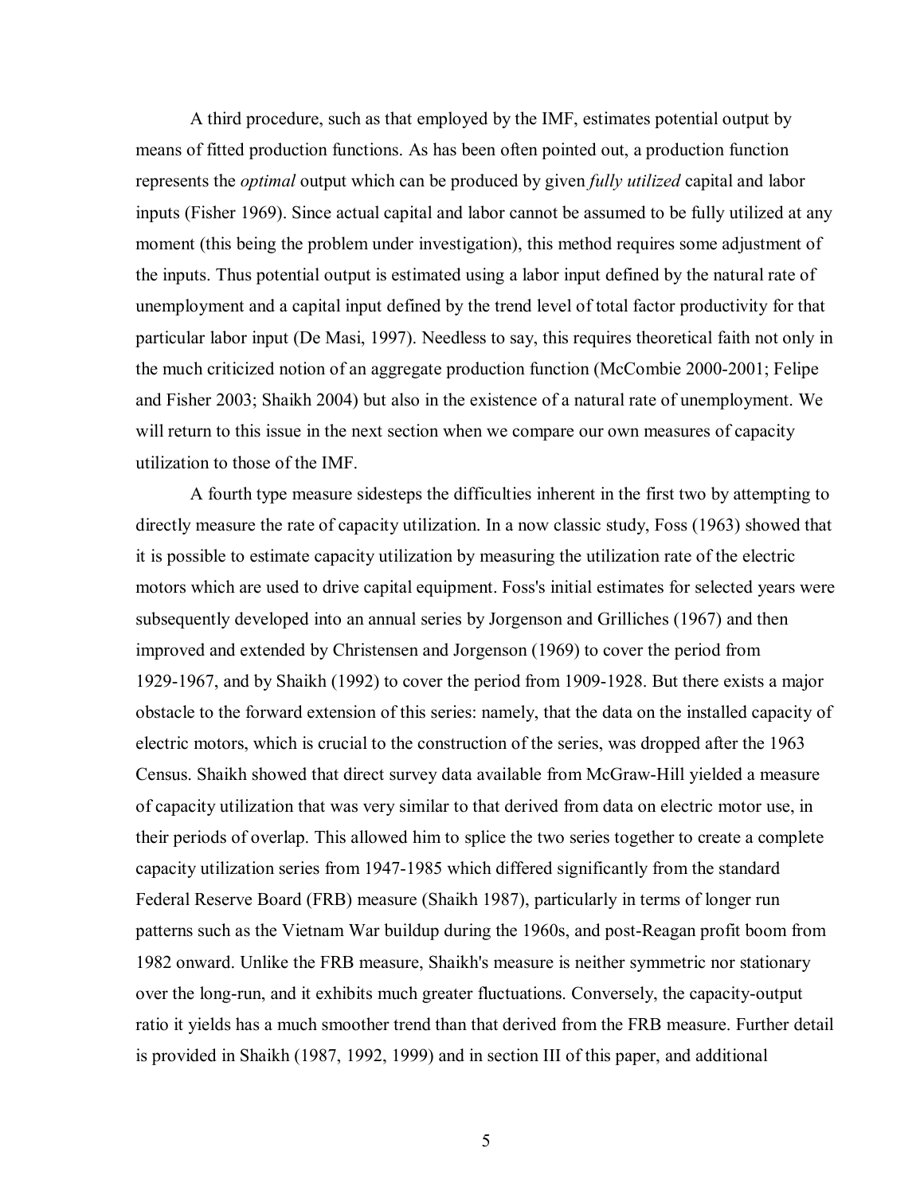A third procedure, such as that employed by the IMF, estimates potential output by means of fitted production functions. As has been often pointed out, a production function represents the *optimal* output which can be produced by given *fully utilized* capital and labor inputs (Fisher 1969). Since actual capital and labor cannot be assumed to be fully utilized at any moment (this being the problem under investigation), this method requires some adjustment of the inputs. Thus potential output is estimated using a labor input defined by the natural rate of unemployment and a capital input defined by the trend level of total factor productivity for that particular labor input (De Masi, 1997). Needless to say, this requires theoretical faith not only in the much criticized notion of an aggregate production function (McCombie 2000-2001; Felipe and Fisher 2003; Shaikh 2004) but also in the existence of a natural rate of unemployment. We will return to this issue in the next section when we compare our own measures of capacity utilization to those of the IMF.

A fourth type measure sidesteps the difficulties inherent in the first two by attempting to directly measure the rate of capacity utilization. In a now classic study, Foss (1963) showed that it is possible to estimate capacity utilization by measuring the utilization rate of the electric motors which are used to drive capital equipment. Foss's initial estimates for selected years were subsequently developed into an annual series by Jorgenson and Grilliches (1967) and then improved and extended by Christensen and Jorgenson (1969) to cover the period from 1929-1967, and by Shaikh (1992) to cover the period from 1909-1928. But there exists a major obstacle to the forward extension of this series: namely, that the data on the installed capacity of electric motors, which is crucial to the construction of the series, was dropped after the 1963 Census. Shaikh showed that direct survey data available from McGraw-Hill yielded a measure of capacity utilization that was very similar to that derived from data on electric motor use, in their periods of overlap. This allowed him to splice the two series together to create a complete capacity utilization series from 1947-1985 which differed significantly from the standard Federal Reserve Board (FRB) measure (Shaikh 1987), particularly in terms of longer run patterns such as the Vietnam War buildup during the 1960s, and post-Reagan profit boom from 1982 onward. Unlike the FRB measure, Shaikh's measure is neither symmetric nor stationary over the long-run, and it exhibits much greater fluctuations. Conversely, the capacity-output ratio it yields has a much smoother trend than that derived from the FRB measure. Further detail is provided in Shaikh (1987, 1992, 1999) and in section III of this paper, and additional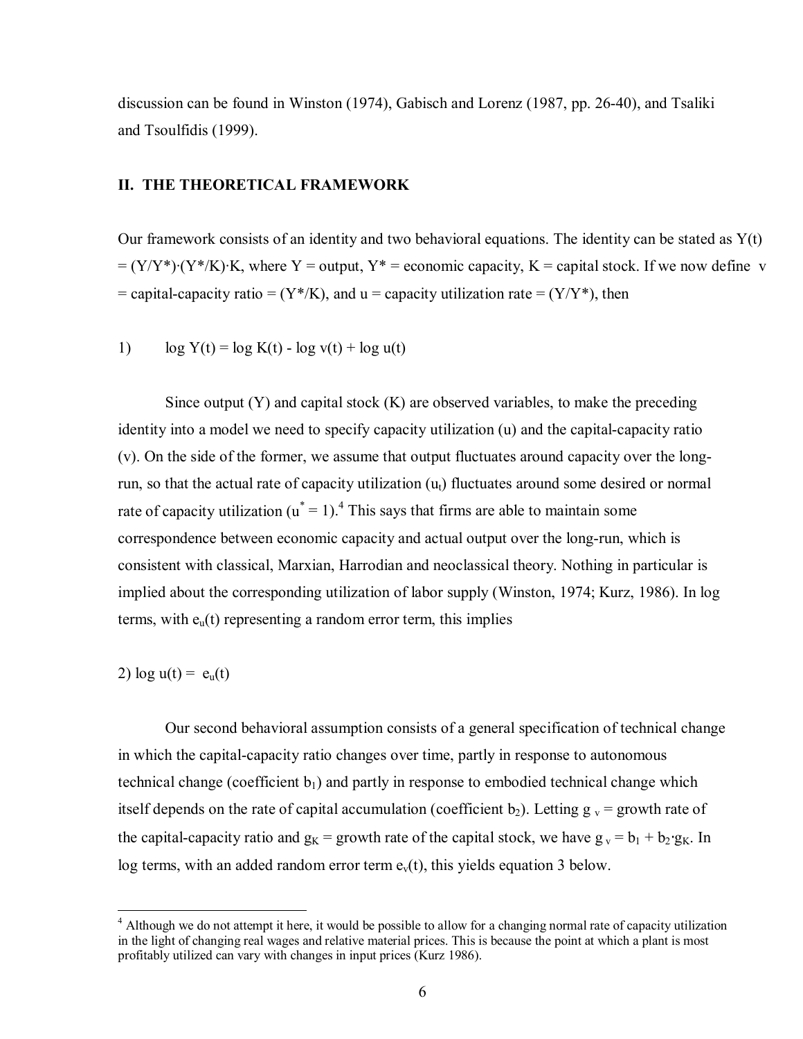discussion can be found in Winston (1974), Gabisch and Lorenz (1987, pp. 26-40), and Tsaliki and Tsoulfidis (1999).

## II. THE THEORETICAL FRAMEWORK

Our framework consists of an identity and two behavioral equations. The identity can be stated as $Y(t) = (Y/Y^*)\cdot(Y^*/K)\cdot K$, where Y = output, $Y^*$ = economic capacity, K = capital stock. If we now define v = capital-capacity ratio = $(Y^*/K)$, and u = capacity utilization rate = $(Y/Y^*)$, then

1) $\log Y(t) = \log K(t) - \log v(t) + \log u(t)$

Since output (Y) and capital stock (K) are observed variables, to make the preceding identity into a model we need to specify capacity utilization (u) and the capital-capacity ratio (v). On the side of the former, we assume that output fluctuates around capacity over the long-run, so that the actual rate of capacity utilization ($u_t$) fluctuates around some desired or normal rate of capacity utilization ($u^* = 1$).[4] This says that firms are able to maintain some correspondence between economic capacity and actual output over the long-run, which is consistent with classical, Marxian, Harrodian and neoclassical theory. Nothing in particular is implied about the corresponding utilization of labor supply (Winston, 1974; Kurz, 1986). In log terms, with $e_u(t)$ representing a random error term, this implies

2) $\log u(t) = e_u(t)$

Our second behavioral assumption consists of a general specification of technical change in which the capital-capacity ratio changes over time, partly in response to autonomous technical change (coefficient $b_1$) and partly in response to embodied technical change which itself depends on the rate of capital accumulation (coefficient $b_2$). Letting $g_v$ = growth rate of the capital-capacity ratio and $g_K$ = growth rate of the capital stock, we have $g_v = b_1 + b_2 \cdot g_K$. In log terms, with an added random error term $e_v(t)$, this yields equation 3 below.

---

[4] Although we do not attempt it here, it would be possible to allow for a changing normal rate of capacity utilization in the light of changing real wages and relative material prices. This is because the point at which a plant is most profitably utilized can vary with changes in input prices (Kurz 1986).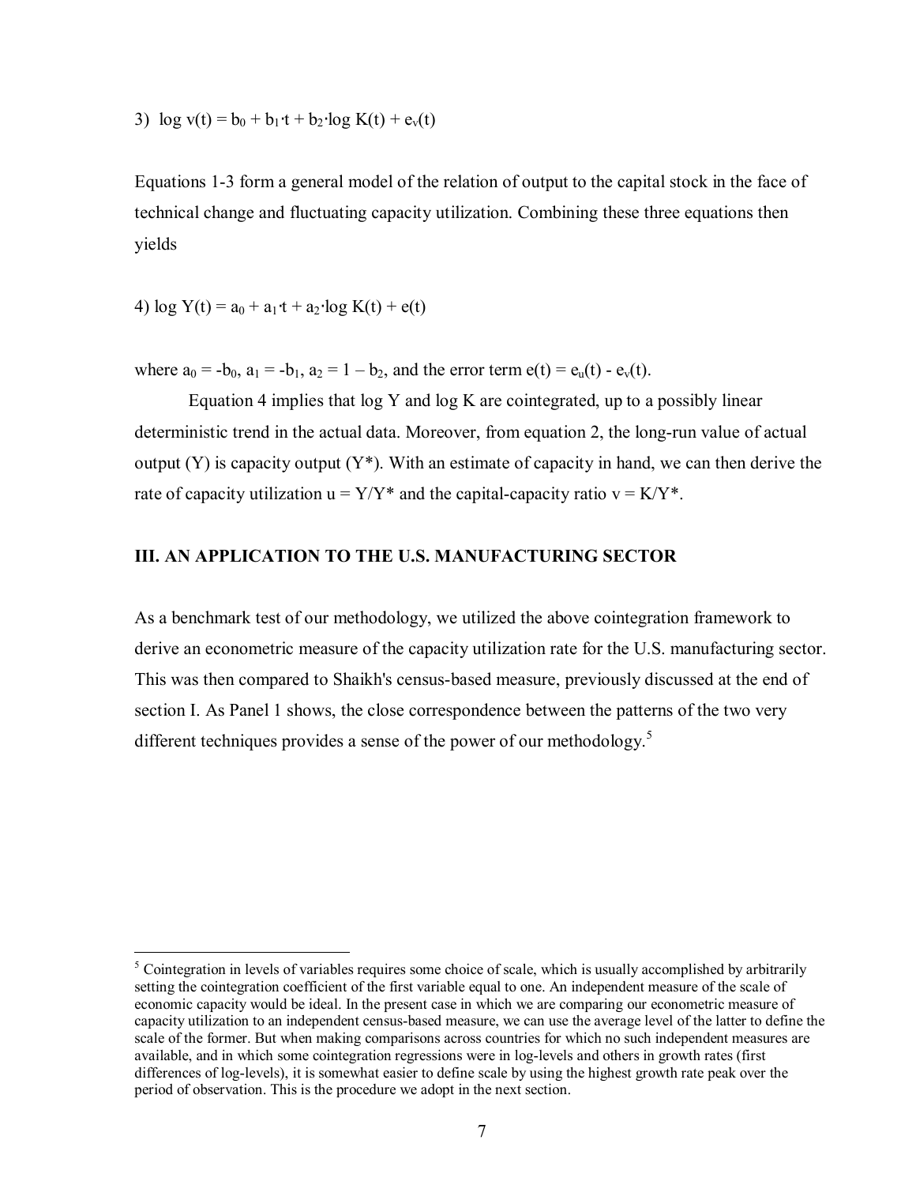3) $\log v(t) = b_0 + b_1 \cdot t + b_2 \cdot \log K(t) + e_v(t)$

Equations 1-3 form a general model of the relation of output to the capital stock in the face of technical change and fluctuating capacity utilization. Combining these three equations then yields

4) $\log Y(t) = a_0 + a_1 \cdot t + a_2 \cdot \log K(t) + e(t)$

where $a_0 = -b_0$, $a_1 = -b_1$, $a_2 = 1 - b_2$, and the error term $e(t) = e_u(t) - e_v(t)$.

Equation 4 implies that log Y and log K are cointegrated, up to a possibly linear deterministic trend in the actual data. Moreover, from equation 2, the long-run value of actual output (Y) is capacity output ($Y^*$). With an estimate of capacity in hand, we can then derive the rate of capacity utilization $u = Y/Y^*$ and the capital-capacity ratio $v = K/Y^*$.

## III. AN APPLICATION TO THE U.S. MANUFACTURING SECTOR

As a benchmark test of our methodology, we utilized the above cointegration framework to derive an econometric measure of the capacity utilization rate for the U.S. manufacturing sector. This was then compared to Shaikh's census-based measure, previously discussed at the end of section I. As Panel 1 shows, the close correspondence between the patterns of the two very different techniques provides a sense of the power of our methodology.[5]

[5] Cointegration in levels of variables requires some choice of scale, which is usually accomplished by arbitrarily setting the cointegration coefficient of the first variable equal to one. An independent measure of the scale of economic capacity would be ideal. In the present case in which we are comparing our econometric measure of capacity utilization to an independent census-based measure, we can use the average level of the latter to define the scale of the former. But when making comparisons across countries for which no such independent measures are available, and in which some cointegration regressions were in log-levels and others in growth rates (first differences of log-levels), it is somewhat easier to define scale by using the highest growth rate peak over the period of observation. This is the procedure we adopt in the next section.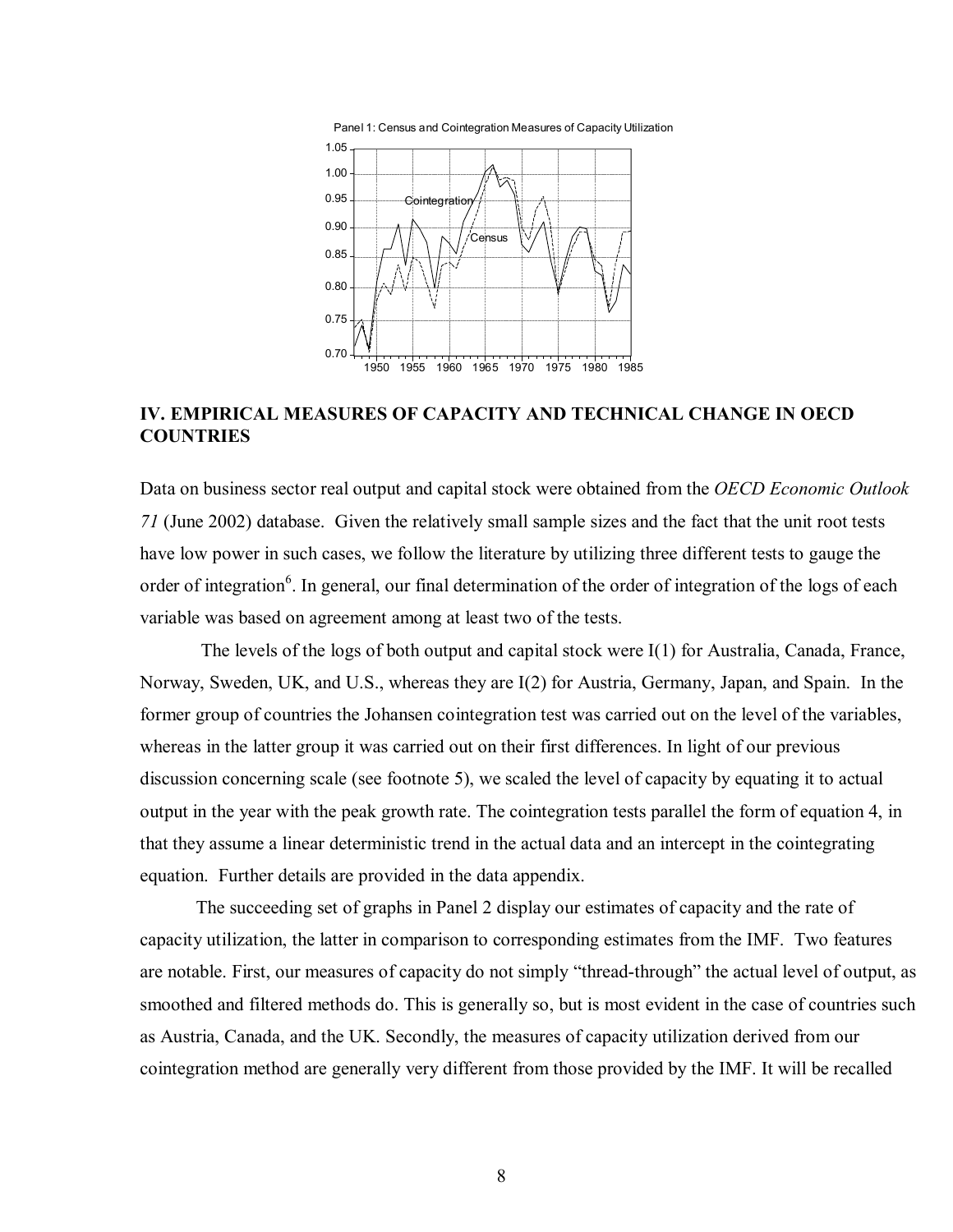Panel 1: Census and Cointegration Measures of Capacity Utilization

## IV. EMPIRICAL MEASURES OF CAPACITY AND TECHNICAL CHANGE IN OECD COUNTRIES

Data on business sector real output and capital stock were obtained from the *OECD Economic Outlook 71* (June 2002) database. Given the relatively small sample sizes and the fact that the unit root tests have low power in such cases, we follow the literature by utilizing three different tests to gauge the order of integration[6]. In general, our final determination of the order of integration of the logs of each variable was based on agreement among at least two of the tests.

The levels of the logs of both output and capital stock were I(1) for Australia, Canada, France, Norway, Sweden, UK, and U.S., whereas they are I(2) for Austria, Germany, Japan, and Spain. In the former group of countries the Johansen cointegration test was carried out on the level of the variables, whereas in the latter group it was carried out on their first differences. In light of our previous discussion concerning scale (see footnote 5), we scaled the level of capacity by equating it to actual output in the year with the peak growth rate. The cointegration tests parallel the form of equation 4, in that they assume a linear deterministic trend in the actual data and an intercept in the cointegrating equation. Further details are provided in the data appendix.

The succeeding set of graphs in Panel 2 display our estimates of capacity and the rate of capacity utilization, the latter in comparison to corresponding estimates from the IMF. Two features are notable. First, our measures of capacity do not simply "thread-through" the actual level of output, as smoothed and filtered methods do. This is generally so, but is most evident in the case of countries such as Austria, Canada, and the UK. Secondly, the measures of capacity utilization derived from our cointegration method are generally very different from those provided by the IMF. It will be recalled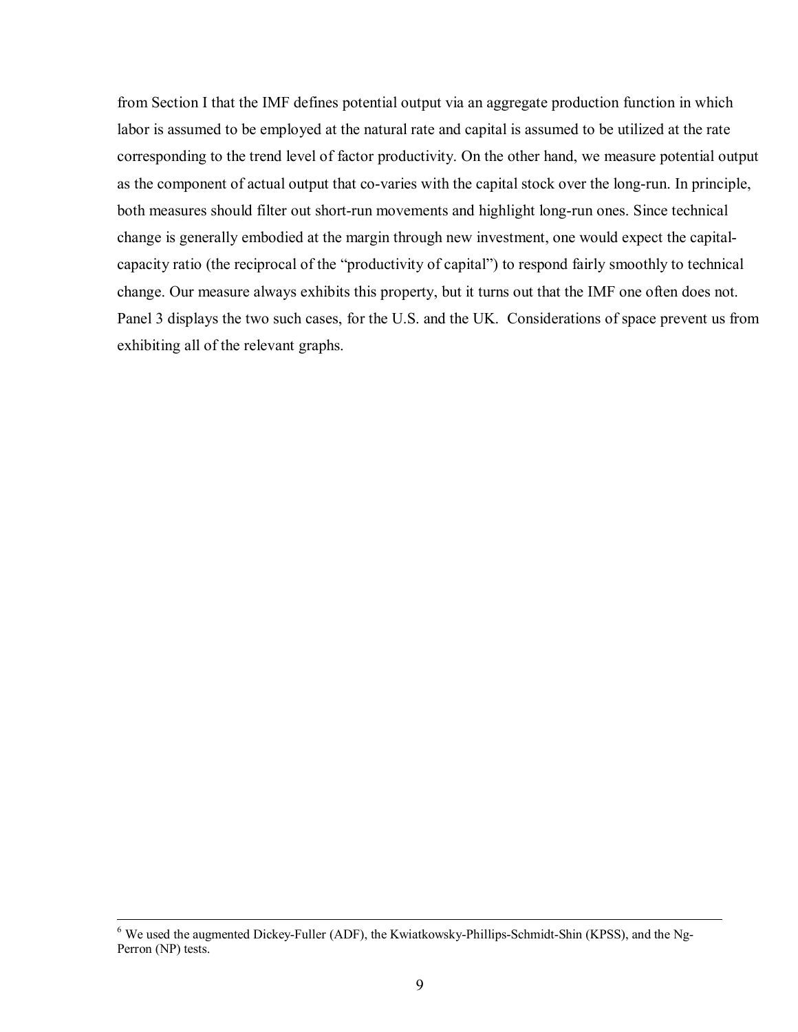from Section I that the IMF defines potential output via an aggregate production function in which labor is assumed to be employed at the natural rate and capital is assumed to be utilized at the rate corresponding to the trend level of factor productivity. On the other hand, we measure potential output as the component of actual output that co-varies with the capital stock over the long-run. In principle, both measures should filter out short-run movements and highlight long-run ones. Since technical change is generally embodied at the margin through new investment, one would expect the capital-capacity ratio (the reciprocal of the "productivity of capital") to respond fairly smoothly to technical change. Our measure always exhibits this property, but it turns out that the IMF one often does not. Panel 3 displays the two such cases, for the U.S. and the UK. Considerations of space prevent us from exhibiting all of the relevant graphs.

---

[6] We used the augmented Dickey-Fuller (ADF), the Kwiatkowsky-Phillips-Schmidt-Shin (KPSS), and the Ng-Perron (NP) tests.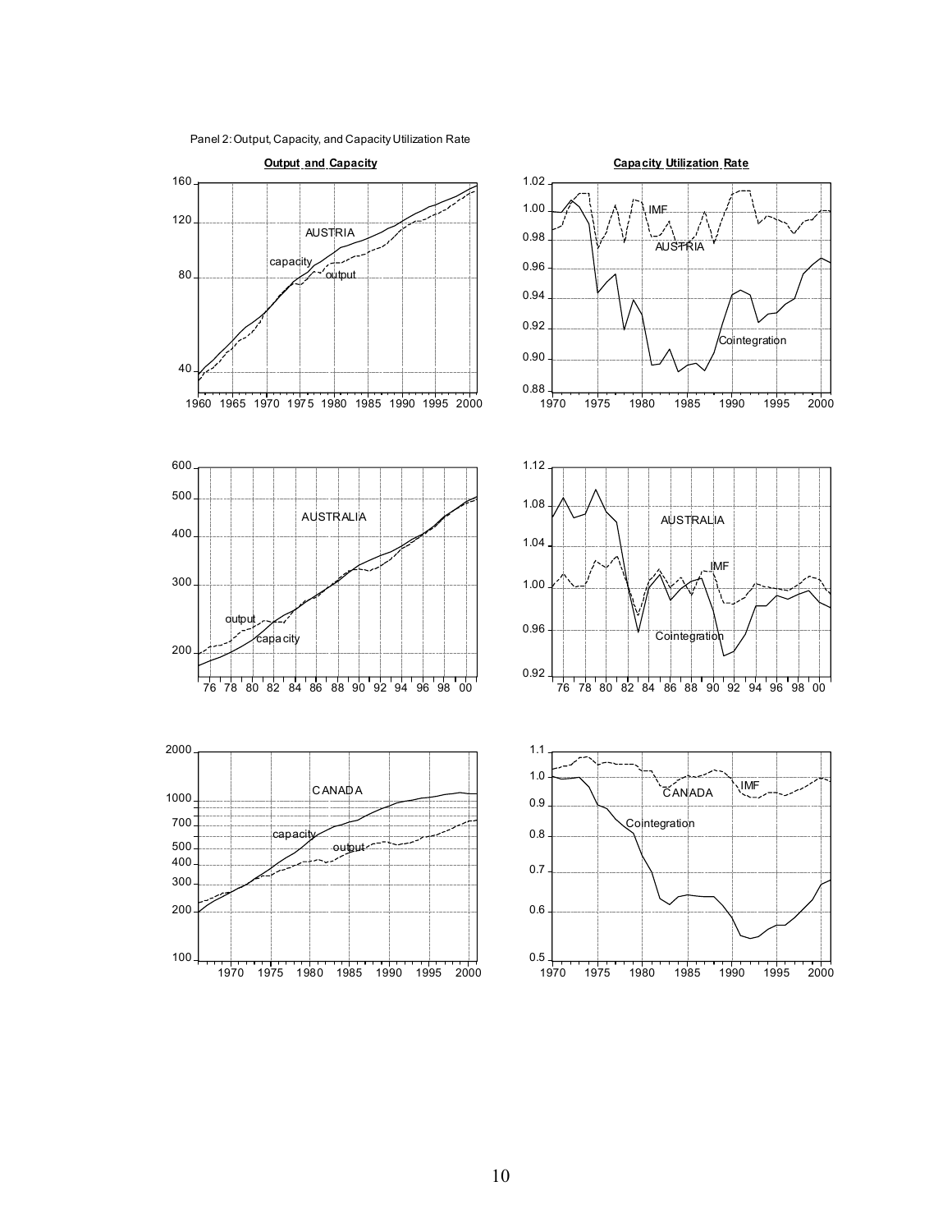Panel 2: Output, Capacity, and Capacity Utilization Rate

**Output and Capacity**

**Capacity Utilization Rate**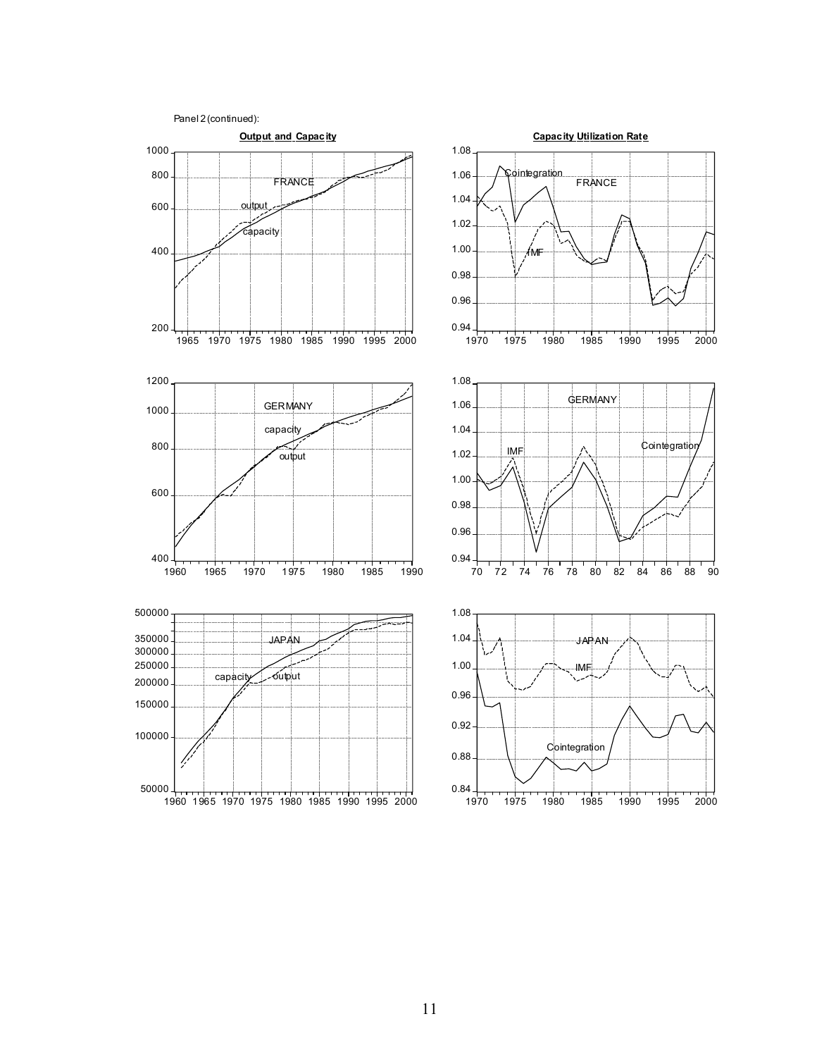Panel 2 (continued):

**Output and Capacity**

**Capacity Utilization Rate**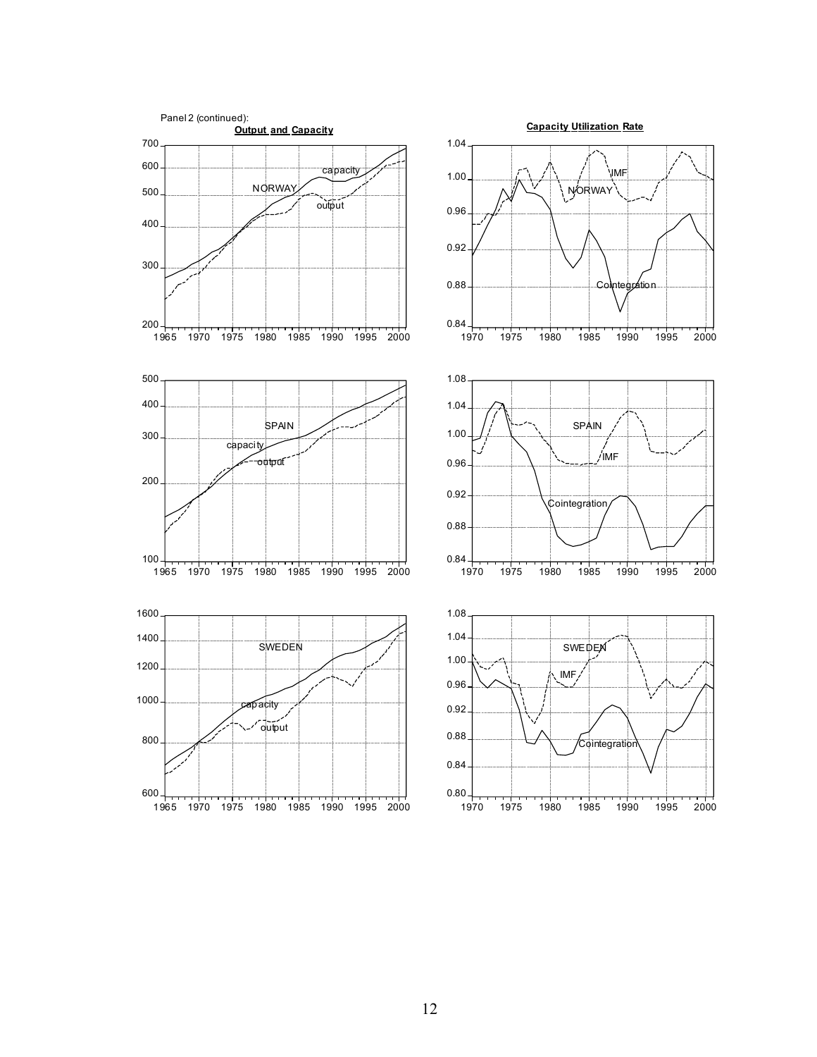Panel 2 (continued):

**Output and Capacity**

**Capacity Utilization Rate**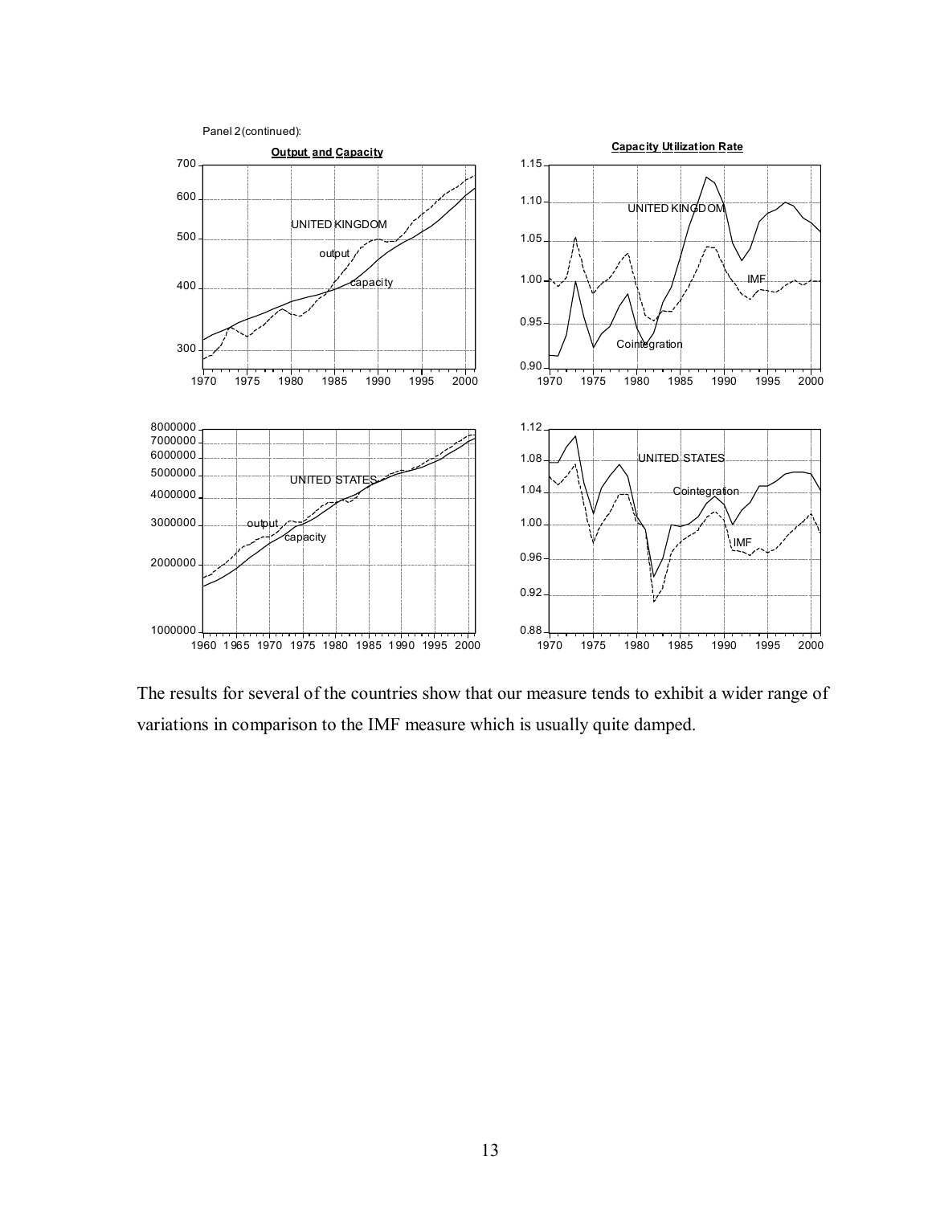Panel 2 (continued):

The results for several of the countries show that our measure tends to exhibit a wider range of variations in comparison to the IMF measure which is usually quite damped.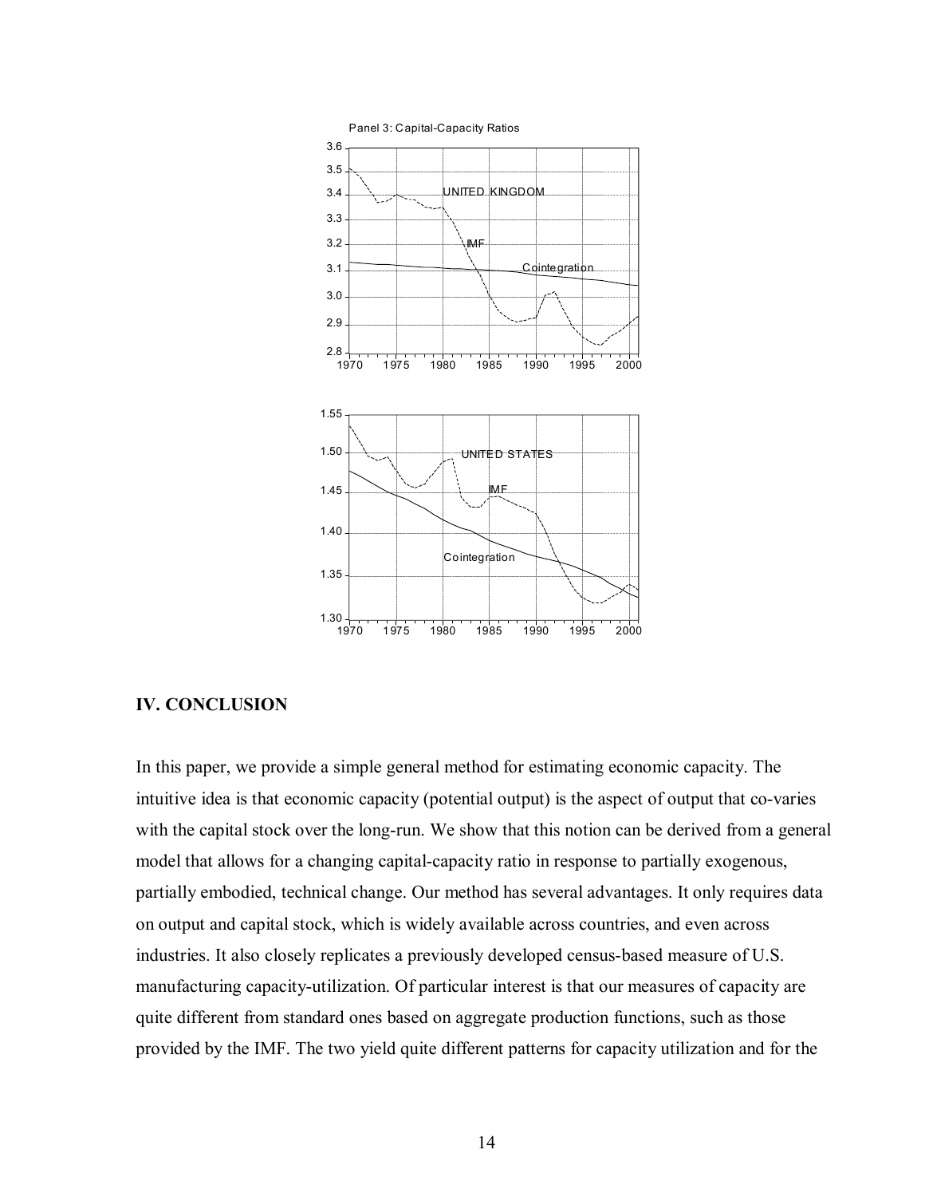## IV. CONCLUSION

In this paper, we provide a simple general method for estimating economic capacity. The intuitive idea is that economic capacity (potential output) is the aspect of output that co-varies with the capital stock over the long-run. We show that this notion can be derived from a general model that allows for a changing capital-capacity ratio in response to partially exogenous, partially embodied, technical change. Our method has several advantages. It only requires data on output and capital stock, which is widely available across countries, and even across industries. It also closely replicates a previously developed census-based measure of U.S. manufacturing capacity-utilization. Of particular interest is that our measures of capacity are quite different from standard ones based on aggregate production functions, such as those provided by the IMF. The two yield quite different patterns for capacity utilization and for the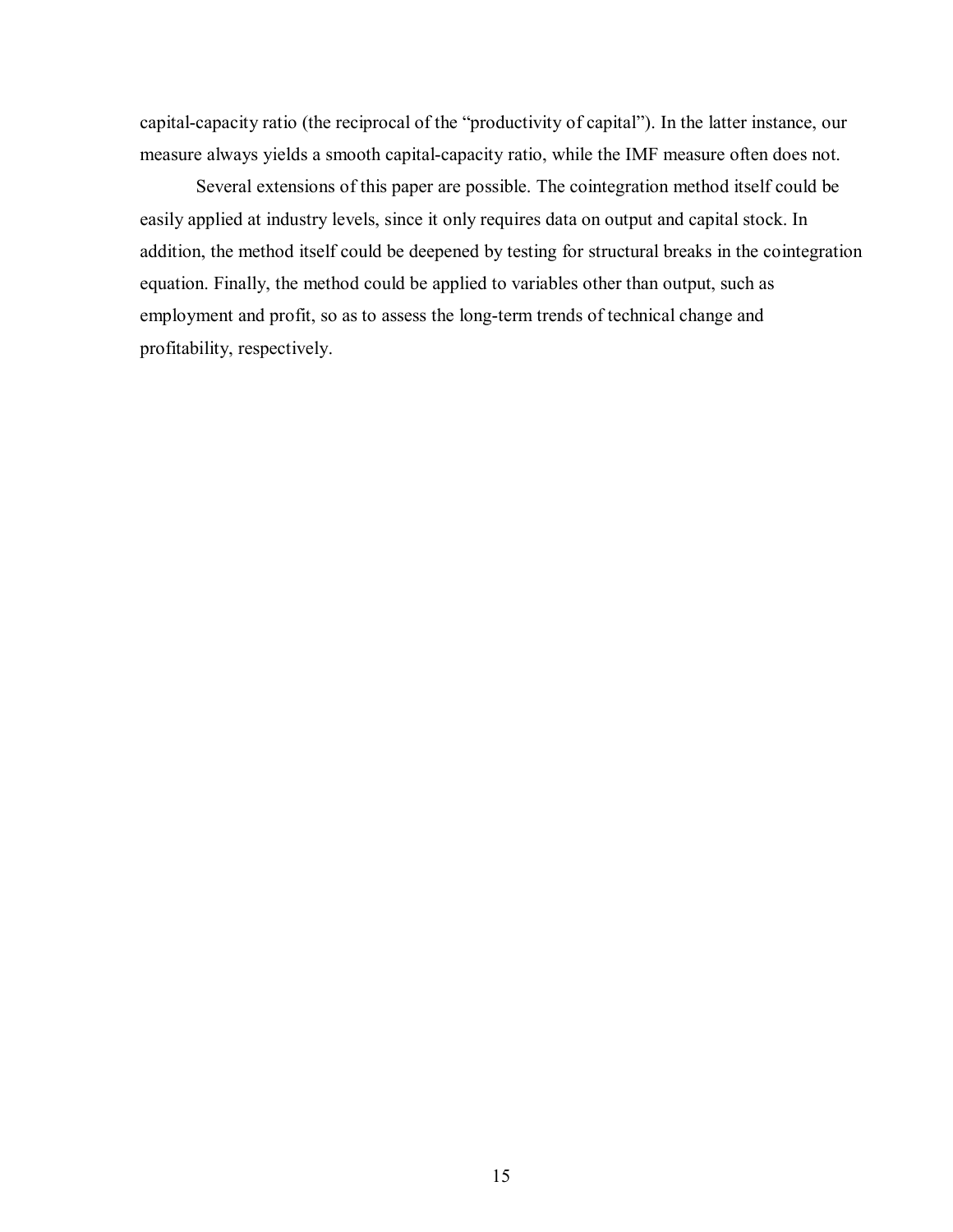capital-capacity ratio (the reciprocal of the "productivity of capital"). In the latter instance, our measure always yields a smooth capital-capacity ratio, while the IMF measure often does not.

Several extensions of this paper are possible. The cointegration method itself could be easily applied at industry levels, since it only requires data on output and capital stock. In addition, the method itself could be deepened by testing for structural breaks in the cointegration equation. Finally, the method could be applied to variables other than output, such as employment and profit, so as to assess the long-term trends of technical change and profitability, respectively.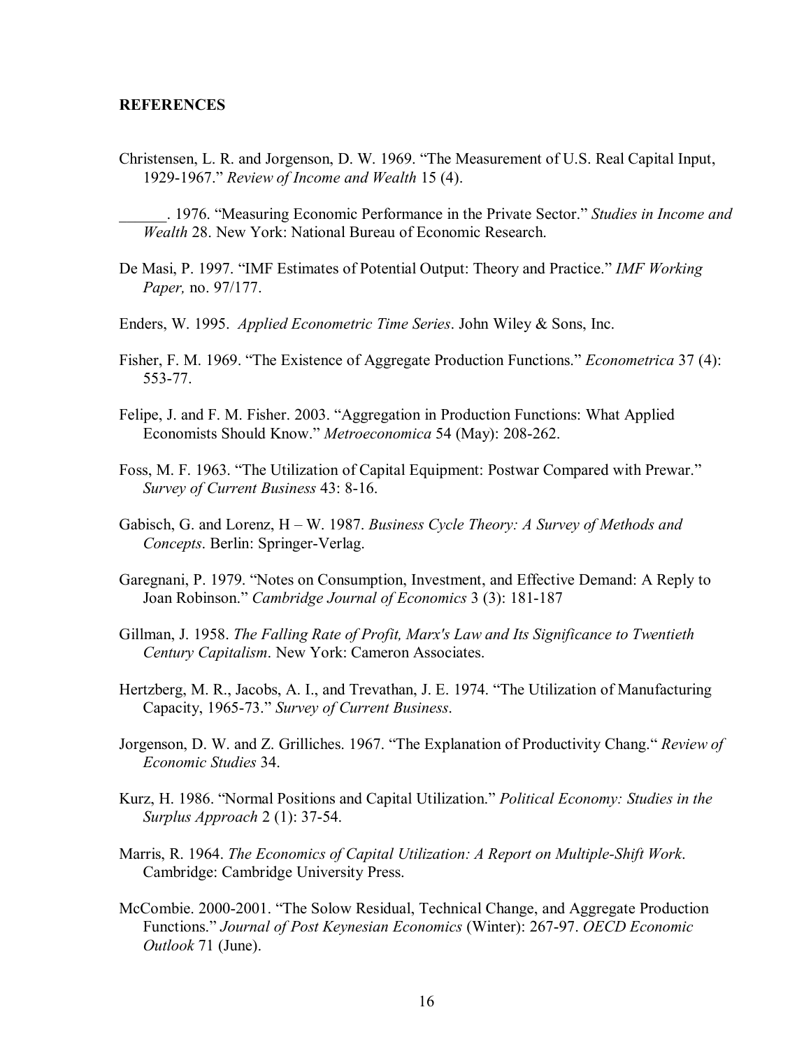**REFERENCES**

Christensen, L. R. and Jorgenson, D. W. 1969. "The Measurement of U.S. Real Capital Input, 1929-1967." *Review of Income and Wealth* 15 (4).

______. 1976. "Measuring Economic Performance in the Private Sector." *Studies in Income and Wealth* 28. New York: National Bureau of Economic Research.

De Masi, P. 1997. "IMF Estimates of Potential Output: Theory and Practice." *IMF Working Paper,* no. 97/177.

Enders, W. 1995. *Applied Econometric Time Series*. John Wiley & Sons, Inc.

Fisher, F. M. 1969. "The Existence of Aggregate Production Functions." *Econometrica* 37 (4): 553-77.

Felipe, J. and F. M. Fisher. 2003. "Aggregation in Production Functions: What Applied Economists Should Know." *Metroeconomica* 54 (May): 208-262.

Foss, M. F. 1963. "The Utilization of Capital Equipment: Postwar Compared with Prewar." *Survey of Current Business* 43: 8-16.

Gabisch, G. and Lorenz, H – W. 1987. *Business Cycle Theory: A Survey of Methods and Concepts*. Berlin: Springer-Verlag.

Garegnani, P. 1979. "Notes on Consumption, Investment, and Effective Demand: A Reply to Joan Robinson." *Cambridge Journal of Economics* 3 (3): 181-187

Gillman, J. 1958. *The Falling Rate of Profit, Marx's Law and Its Significance to Twentieth Century Capitalism*. New York: Cameron Associates.

Hertzberg, M. R., Jacobs, A. I., and Trevathan, J. E. 1974. "The Utilization of Manufacturing Capacity, 1965-73." *Survey of Current Business*.

Jorgenson, D. W. and Z. Grilliches. 1967. "The Explanation of Productivity Chang." *Review of Economic Studies* 34.

Kurz, H. 1986. "Normal Positions and Capital Utilization." *Political Economy: Studies in the Surplus Approach* 2 (1): 37-54.

Marris, R. 1964. *The Economics of Capital Utilization: A Report on Multiple-Shift Work*. Cambridge: Cambridge University Press.

McCombie. 2000-2001. "The Solow Residual, Technical Change, and Aggregate Production Functions." *Journal of Post Keynesian Economics* (Winter): 267-97. *OECD Economic Outlook* 71 (June).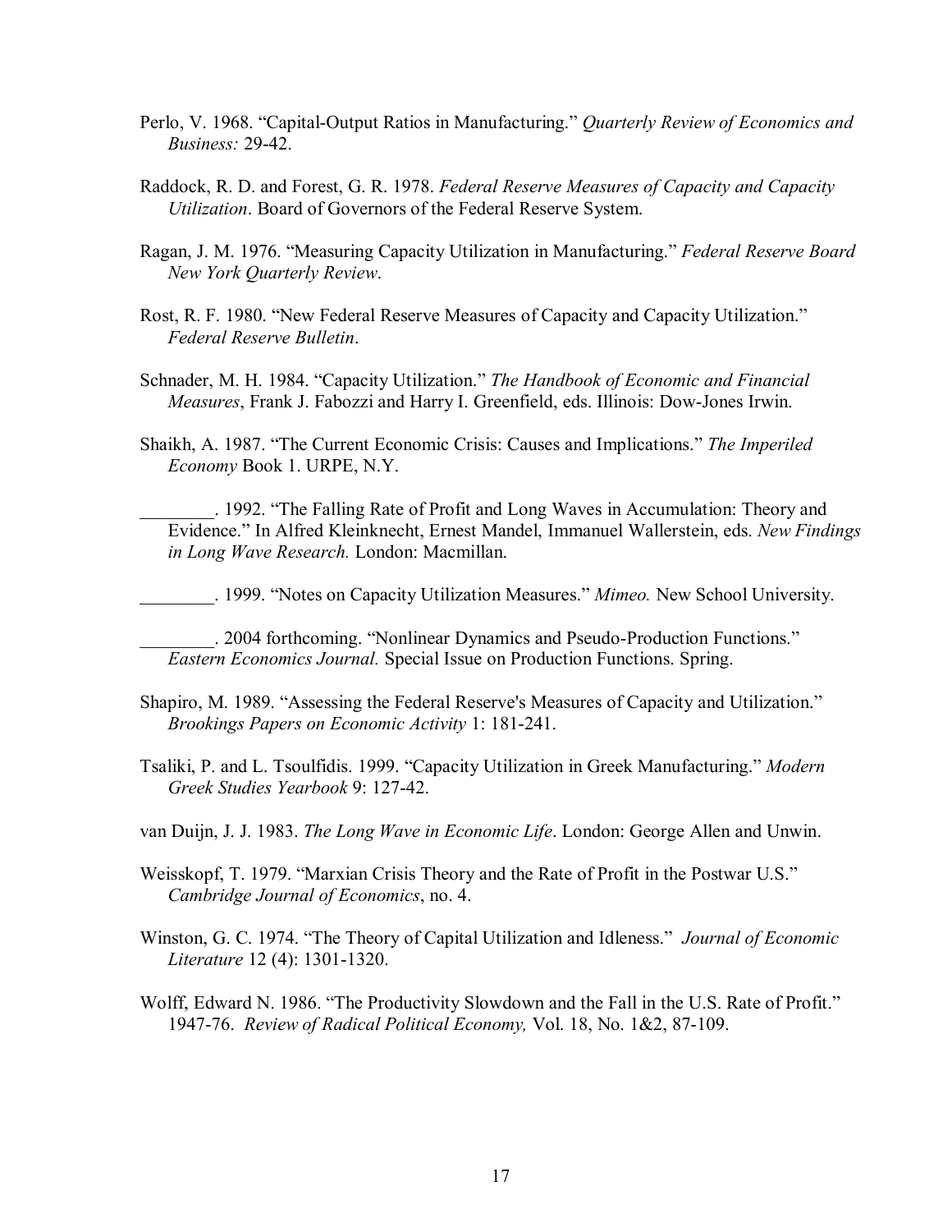Perlo, V. 1968. "Capital-Output Ratios in Manufacturing." *Quarterly Review of Economics and Business:* 29-42.

Raddock, R. D. and Forest, G. R. 1978. *Federal Reserve Measures of Capacity and Capacity Utilization*. Board of Governors of the Federal Reserve System.

Ragan, J. M. 1976. "Measuring Capacity Utilization in Manufacturing." *Federal Reserve Board New York Quarterly Review*.

Rost, R. F. 1980. "New Federal Reserve Measures of Capacity and Capacity Utilization." *Federal Reserve Bulletin*.

Schnader, M. H. 1984. "Capacity Utilization." *The Handbook of Economic and Financial Measures*, Frank J. Fabozzi and Harry I. Greenfield, eds. Illinois: Dow-Jones Irwin.

Shaikh, A. 1987. "The Current Economic Crisis: Causes and Implications." *The Imperiled Economy* Book 1. URPE, N.Y.

________. 1992. "The Falling Rate of Profit and Long Waves in Accumulation: Theory and Evidence." In Alfred Kleinknecht, Ernest Mandel, Immanuel Wallerstein, eds. *New Findings in Long Wave Research.* London: Macmillan.

________. 1999. "Notes on Capacity Utilization Measures." *Mimeo.* New School University.

________. 2004 forthcoming. "Nonlinear Dynamics and Pseudo-Production Functions." *Eastern Economics Journal.* Special Issue on Production Functions. Spring.

Shapiro, M. 1989. "Assessing the Federal Reserve's Measures of Capacity and Utilization." *Brookings Papers on Economic Activity* 1: 181-241.

Tsaliki, P. and L. Tsoulfidis. 1999. "Capacity Utilization in Greek Manufacturing." *Modern Greek Studies Yearbook* 9: 127-42.

van Duijn, J. J. 1983. *The Long Wave in Economic Life*. London: George Allen and Unwin.

Weisskopf, T. 1979. "Marxian Crisis Theory and the Rate of Profit in the Postwar U.S." *Cambridge Journal of Economics*, no. 4.

Winston, G. C. 1974. "The Theory of Capital Utilization and Idleness." *Journal of Economic Literature* 12 (4): 1301-1320.

Wolff, Edward N. 1986. "The Productivity Slowdown and the Fall in the U.S. Rate of Profit." 1947-76. *Review of Radical Political Economy,* Vol. 18, No. 1&2, 87-109.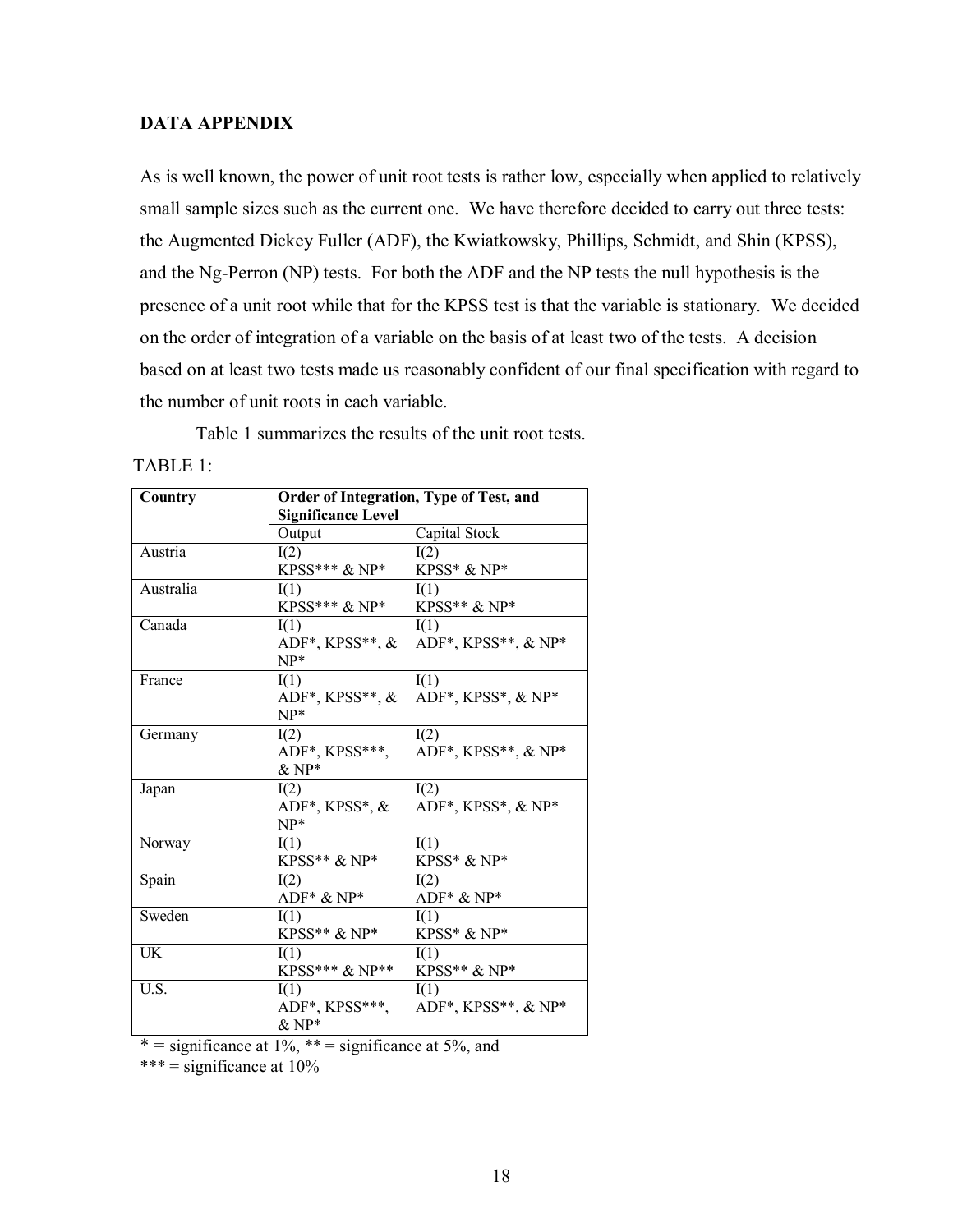## DATA APPENDIX

As is well known, the power of unit root tests is rather low, especially when applied to relatively small sample sizes such as the current one. We have therefore decided to carry out three tests: the Augmented Dickey Fuller (ADF), the Kwiatkowsky, Phillips, Schmidt, and Shin (KPSS), and the Ng-Perron (NP) tests. For both the ADF and the NP tests the null hypothesis is the presence of a unit root while that for the KPSS test is that the variable is stationary. We decided on the order of integration of a variable on the basis of at least two of the tests. A decision based on at least two tests made us reasonably confident of our final specification with regard to the number of unit roots in each variable.

Table 1 summarizes the results of the unit root tests.

TABLE 1:

| **Country** | **Order of Integration, Type of Test, and Significance Level** | |
|---|---|---|
| | Output | Capital Stock |
| Austria | I(2) KPSS*** & NP* | I(2) KPSS* & NP* |
| Australia | I(1) KPSS*** & NP* | I(1) KPSS** & NP* |
| Canada | I(1) ADF*, KPSS**, & NP* | I(1) ADF*, KPSS**, & NP* |
| France | I(1) ADF*, KPSS**, & NP* | I(1) ADF*, KPSS*, & NP* |
| Germany | I(2) ADF*, KPSS***, & NP* | I(2) ADF*, KPSS**, & NP* |
| Japan | I(2) ADF*, KPSS*, & NP* | I(2) ADF*, KPSS*, & NP* |
| Norway | I(1) KPSS** & NP* | I(1) KPSS* & NP* |
| Spain | I(2) ADF* & NP* | I(2) ADF* & NP* |
| Sweden | I(1) KPSS** & NP* | I(1) KPSS* & NP* |
| UK | I(1) KPSS*** & NP** | I(1) KPSS** & NP* |
| U.S. | I(1) ADF*, KPSS***, & NP* | I(1) ADF*, KPSS**, & NP* |

* = significance at 1%, ** = significance at 5%, and *** = significance at 10%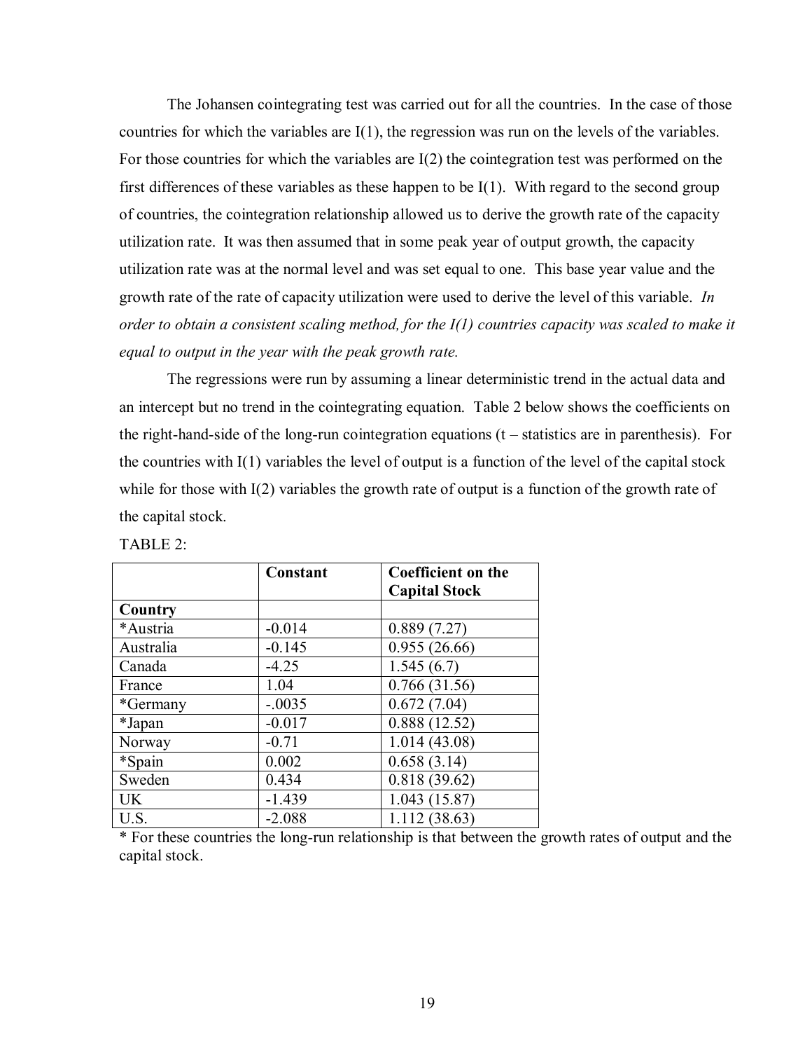The Johansen cointegrating test was carried out for all the countries. In the case of those countries for which the variables are I(1), the regression was run on the levels of the variables. For those countries for which the variables are I(2) the cointegration test was performed on the first differences of these variables as these happen to be I(1). With regard to the second group of countries, the cointegration relationship allowed us to derive the growth rate of the capacity utilization rate. It was then assumed that in some peak year of output growth, the capacity utilization rate was at the normal level and was set equal to one. This base year value and the growth rate of the rate of capacity utilization were used to derive the level of this variable. *In order to obtain a consistent scaling method, for the I(1) countries capacity was scaled to make it equal to output in the year with the peak growth rate.*

The regressions were run by assuming a linear deterministic trend in the actual data and an intercept but no trend in the cointegrating equation. Table 2 below shows the coefficients on the right-hand-side of the long-run cointegration equations (t – statistics are in parenthesis). For the countries with I(1) variables the level of output is a function of the level of the capital stock while for those with I(2) variables the growth rate of output is a function of the growth rate of the capital stock.

TABLE 2:

| | **Constant** | **Coefficient on the Capital Stock** |
|---|---|---|
| **Country** | | |
| *Austria | -0.014 | 0.889 (7.27) |
| Australia | -0.145 | 0.955 (26.66) |
| Canada | -4.25 | 1.545 (6.7) |
| France | 1.04 | 0.766 (31.56) |
| *Germany | -.0035 | 0.672 (7.04) |
| *Japan | -0.017 | 0.888 (12.52) |
| Norway | -0.71 | 1.014 (43.08) |
| *Spain | 0.002 | 0.658 (3.14) |
| Sweden | 0.434 | 0.818 (39.62) |
| UK | -1.439 | 1.043 (15.87) |
| U.S. | -2.088 | 1.112 (38.63) |

* For these countries the long-run relationship is that between the growth rates of output and the capital stock.